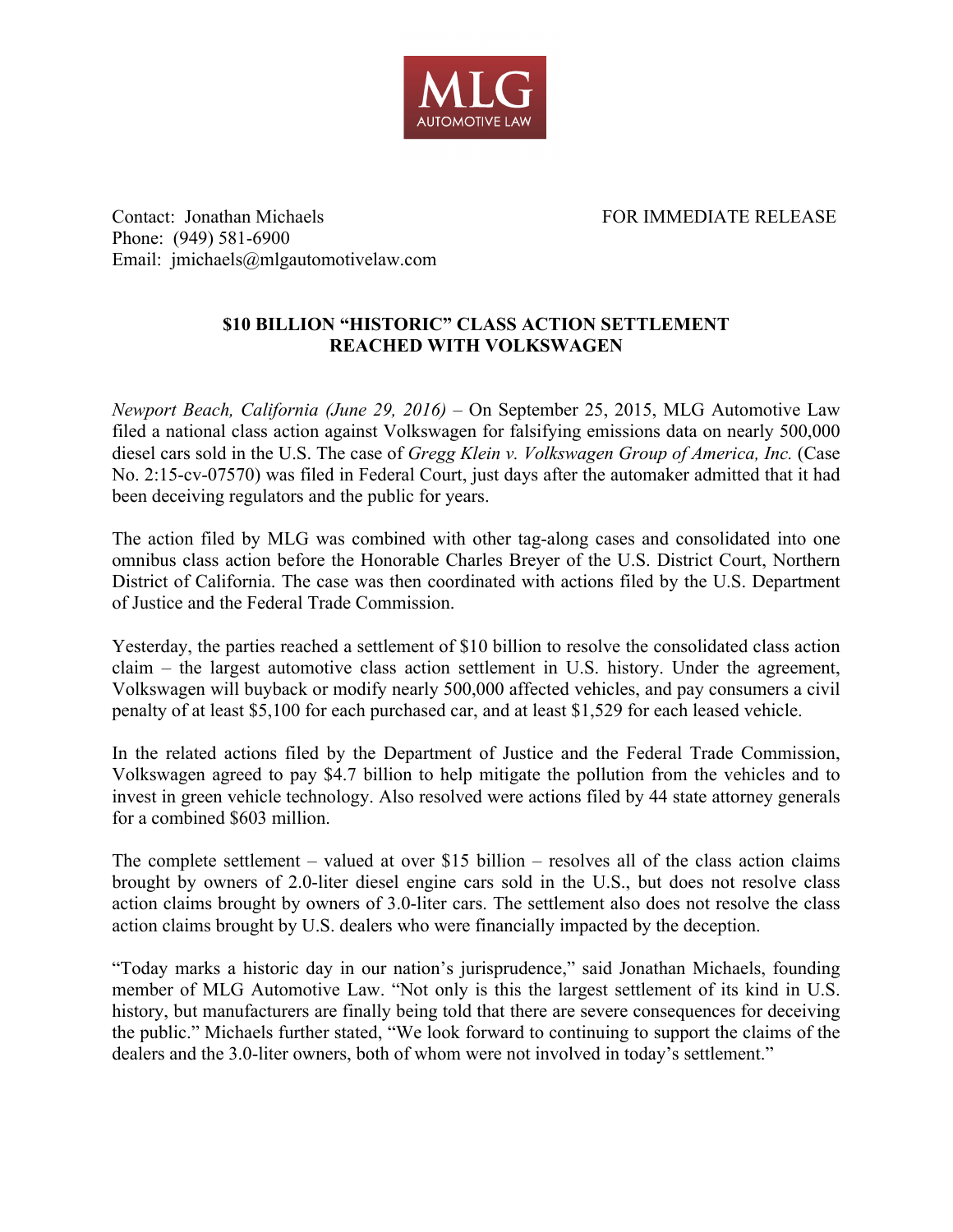MLG
AUTOMOTIVE LAW

Contact: Jonathan Michaels
Phone: (949) 581-6900
Email: jmichaels@mlgautomotivelaw.com

FOR IMMEDIATE RELEASE

## $10 BILLION "HISTORIC" CLASS ACTION SETTLEMENT REACHED WITH VOLKSWAGEN

*Newport Beach, California (June 29, 2016)* – On September 25, 2015, MLG Automotive Law filed a national class action against Volkswagen for falsifying emissions data on nearly 500,000 diesel cars sold in the U.S. The case of *Gregg Klein v. Volkswagen Group of America, Inc.* (Case No. 2:15-cv-07570) was filed in Federal Court, just days after the automaker admitted that it had been deceiving regulators and the public for years.

The action filed by MLG was combined with other tag-along cases and consolidated into one omnibus class action before the Honorable Charles Breyer of the U.S. District Court, Northern District of California. The case was then coordinated with actions filed by the U.S. Department of Justice and the Federal Trade Commission.

Yesterday, the parties reached a settlement of $10 billion to resolve the consolidated class action claim – the largest automotive class action settlement in U.S. history. Under the agreement, Volkswagen will buyback or modify nearly 500,000 affected vehicles, and pay consumers a civil penalty of at least $5,100 for each purchased car, and at least $1,529 for each leased vehicle.

In the related actions filed by the Department of Justice and the Federal Trade Commission, Volkswagen agreed to pay $4.7 billion to help mitigate the pollution from the vehicles and to invest in green vehicle technology. Also resolved were actions filed by 44 state attorney generals for a combined $603 million.

The complete settlement – valued at over $15 billion – resolves all of the class action claims brought by owners of 2.0-liter diesel engine cars sold in the U.S., but does not resolve class action claims brought by owners of 3.0-liter cars. The settlement also does not resolve the class action claims brought by U.S. dealers who were financially impacted by the deception.

"Today marks a historic day in our nation's jurisprudence," said Jonathan Michaels, founding member of MLG Automotive Law. "Not only is this the largest settlement of its kind in U.S. history, but manufacturers are finally being told that there are severe consequences for deceiving the public." Michaels further stated, "We look forward to continuing to support the claims of the dealers and the 3.0-liter owners, both of whom were not involved in today's settlement."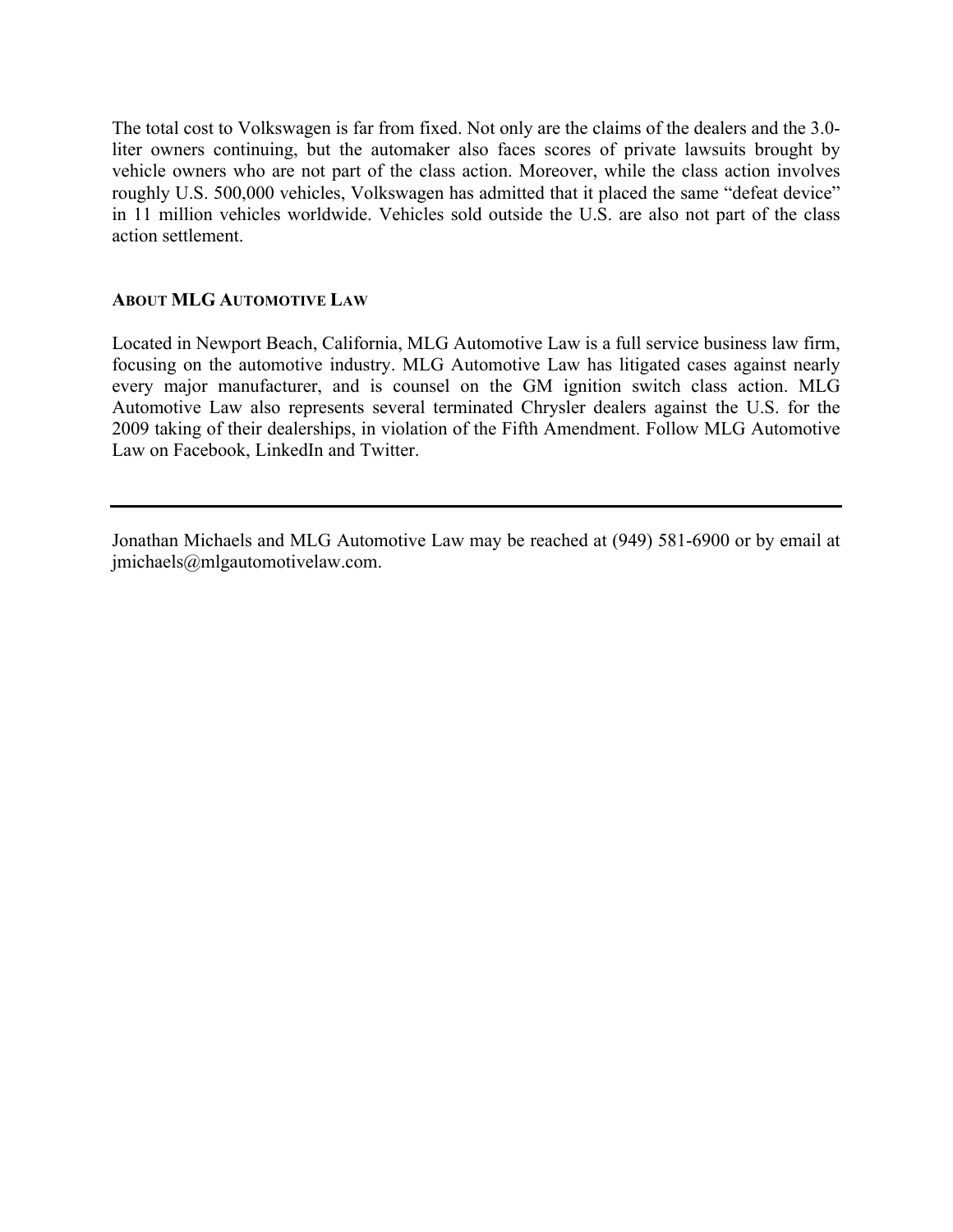The total cost to Volkswagen is far from fixed. Not only are the claims of the dealers and the 3.0-liter owners continuing, but the automaker also faces scores of private lawsuits brought by vehicle owners who are not part of the class action. Moreover, while the class action involves roughly U.S. 500,000 vehicles, Volkswagen has admitted that it placed the same "defeat device" in 11 million vehicles worldwide. Vehicles sold outside the U.S. are also not part of the class action settlement.

## ABOUT MLG AUTOMOTIVE LAW

Located in Newport Beach, California, MLG Automotive Law is a full service business law firm, focusing on the automotive industry. MLG Automotive Law has litigated cases against nearly every major manufacturer, and is counsel on the GM ignition switch class action. MLG Automotive Law also represents several terminated Chrysler dealers against the U.S. for the 2009 taking of their dealerships, in violation of the Fifth Amendment. Follow MLG Automotive Law on Facebook, LinkedIn and Twitter.

---

Jonathan Michaels and MLG Automotive Law may be reached at (949) 581-6900 or by email at jmichaels@mlgautomotivelaw.com.